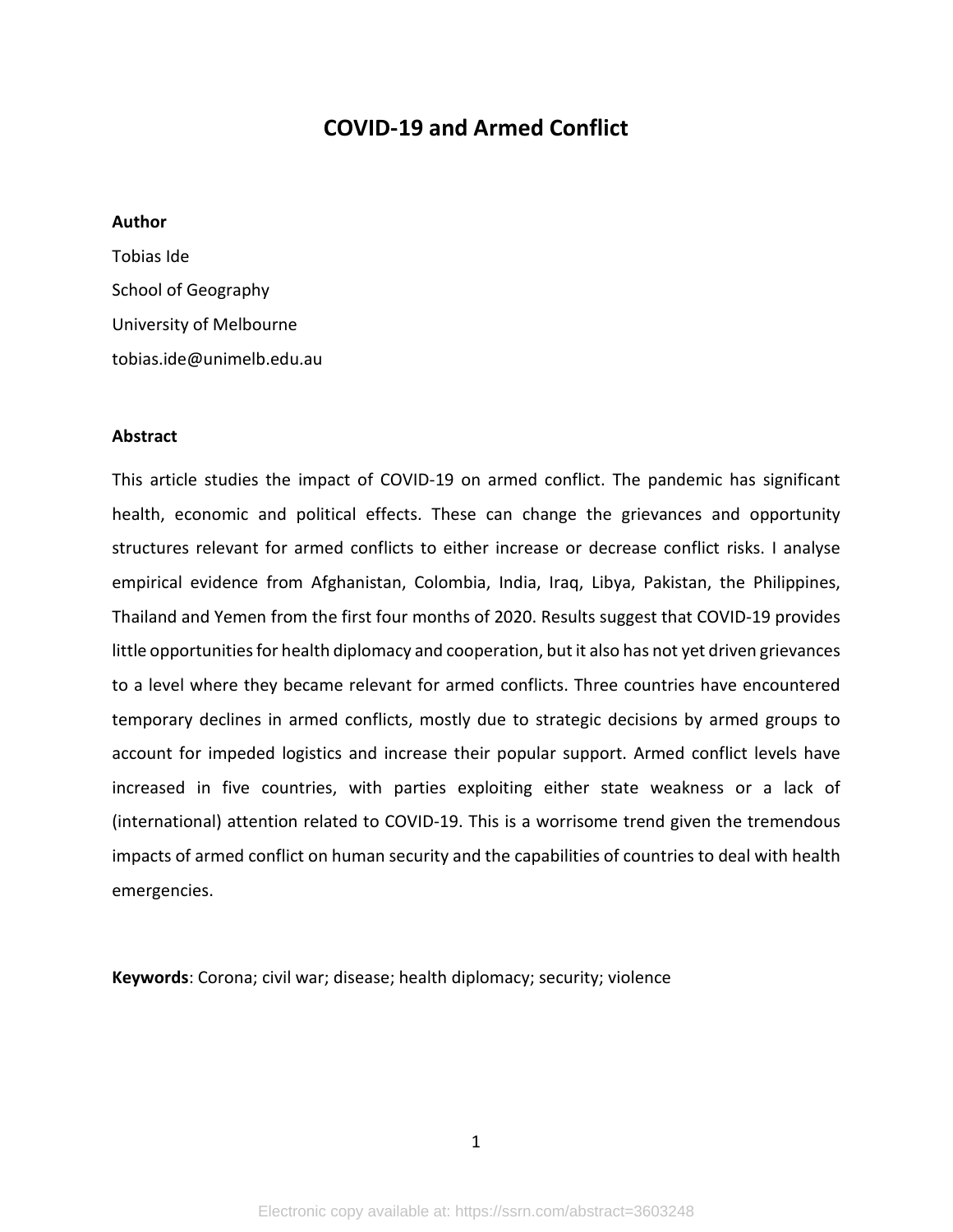# COVID-19 and Armed Conflict

**Author**

Tobias Ide

School of Geography

University of Melbourne

tobias.ide@unimelb.edu.au

**Abstract**

This article studies the impact of COVID-19 on armed conflict. The pandemic has significant health, economic and political effects. These can change the grievances and opportunity structures relevant for armed conflicts to either increase or decrease conflict risks. I analyse empirical evidence from Afghanistan, Colombia, India, Iraq, Libya, Pakistan, the Philippines, Thailand and Yemen from the first four months of 2020. Results suggest that COVID-19 provides little opportunities for health diplomacy and cooperation, but it also has not yet driven grievances to a level where they became relevant for armed conflicts. Three countries have encountered temporary declines in armed conflicts, mostly due to strategic decisions by armed groups to account for impeded logistics and increase their popular support. Armed conflict levels have increased in five countries, with parties exploiting either state weakness or a lack of (international) attention related to COVID-19. This is a worrisome trend given the tremendous impacts of armed conflict on human security and the capabilities of countries to deal with health emergencies.

**Keywords**: Corona; civil war; disease; health diplomacy; security; violence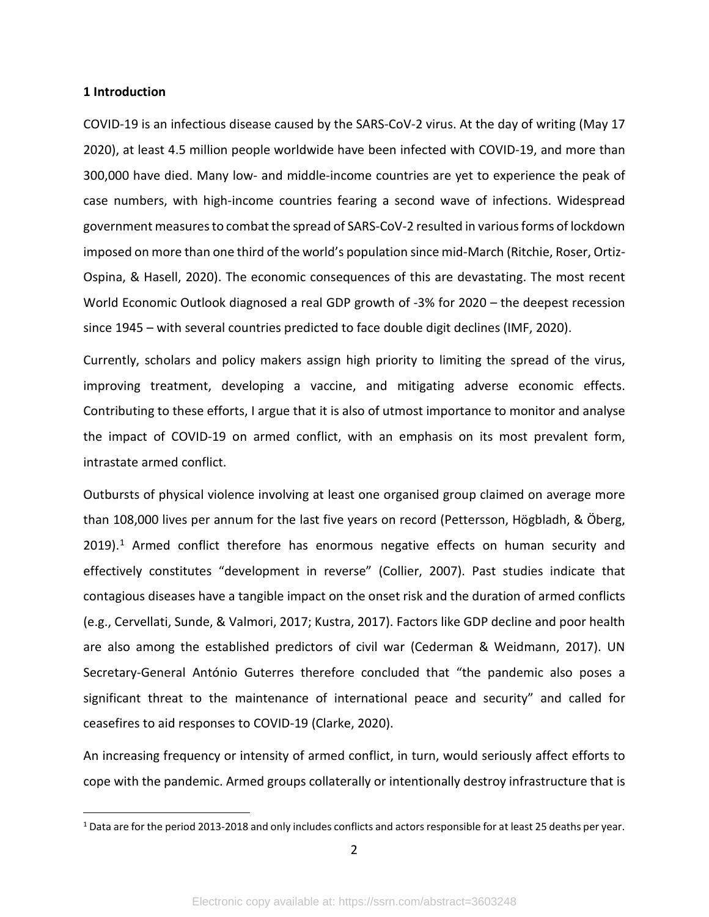## 1 Introduction

COVID-19 is an infectious disease caused by the SARS-CoV-2 virus. At the day of writing (May 17 2020), at least 4.5 million people worldwide have been infected with COVID-19, and more than 300,000 have died. Many low- and middle-income countries are yet to experience the peak of case numbers, with high-income countries fearing a second wave of infections. Widespread government measures to combat the spread of SARS-CoV-2 resulted in various forms of lockdown imposed on more than one third of the world's population since mid-March (Ritchie, Roser, Ortiz-Ospina, & Hasell, 2020). The economic consequences of this are devastating. The most recent World Economic Outlook diagnosed a real GDP growth of -3% for 2020 – the deepest recession since 1945 – with several countries predicted to face double digit declines (IMF, 2020).

Currently, scholars and policy makers assign high priority to limiting the spread of the virus, improving treatment, developing a vaccine, and mitigating adverse economic effects. Contributing to these efforts, I argue that it is also of utmost importance to monitor and analyse the impact of COVID-19 on armed conflict, with an emphasis on its most prevalent form, intrastate armed conflict.

Outbursts of physical violence involving at least one organised group claimed on average more than 108,000 lives per annum for the last five years on record (Pettersson, Högbladh, & Öberg, 2019).[1] Armed conflict therefore has enormous negative effects on human security and effectively constitutes "development in reverse" (Collier, 2007). Past studies indicate that contagious diseases have a tangible impact on the onset risk and the duration of armed conflicts (e.g., Cervellati, Sunde, & Valmori, 2017; Kustra, 2017). Factors like GDP decline and poor health are also among the established predictors of civil war (Cederman & Weidmann, 2017). UN Secretary-General António Guterres therefore concluded that "the pandemic also poses a significant threat to the maintenance of international peace and security" and called for ceasefires to aid responses to COVID-19 (Clarke, 2020).

An increasing frequency or intensity of armed conflict, in turn, would seriously affect efforts to cope with the pandemic. Armed groups collaterally or intentionally destroy infrastructure that is

[1] Data are for the period 2013-2018 and only includes conflicts and actors responsible for at least 25 deaths per year.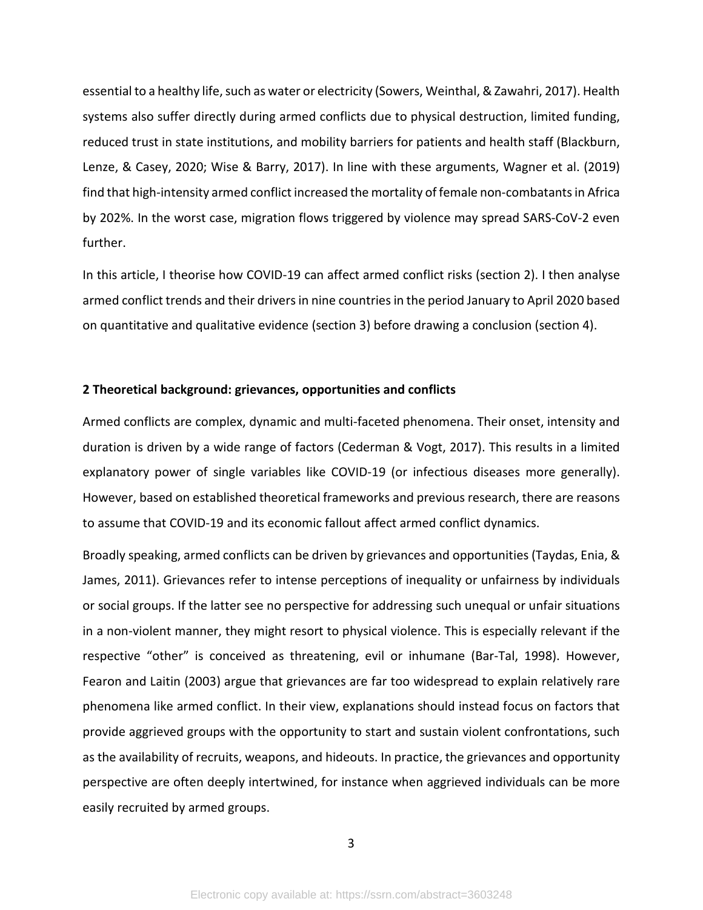essential to a healthy life, such as water or electricity (Sowers, Weinthal, & Zawahri, 2017). Health systems also suffer directly during armed conflicts due to physical destruction, limited funding, reduced trust in state institutions, and mobility barriers for patients and health staff (Blackburn, Lenze, & Casey, 2020; Wise & Barry, 2017). In line with these arguments, Wagner et al. (2019) find that high-intensity armed conflict increased the mortality of female non-combatants in Africa by 202%. In the worst case, migration flows triggered by violence may spread SARS-CoV-2 even further.

In this article, I theorise how COVID-19 can affect armed conflict risks (section 2). I then analyse armed conflict trends and their drivers in nine countries in the period January to April 2020 based on quantitative and qualitative evidence (section 3) before drawing a conclusion (section 4).

## 2 Theoretical background: grievances, opportunities and conflicts

Armed conflicts are complex, dynamic and multi-faceted phenomena. Their onset, intensity and duration is driven by a wide range of factors (Cederman & Vogt, 2017). This results in a limited explanatory power of single variables like COVID-19 (or infectious diseases more generally). However, based on established theoretical frameworks and previous research, there are reasons to assume that COVID-19 and its economic fallout affect armed conflict dynamics.

Broadly speaking, armed conflicts can be driven by grievances and opportunities (Taydas, Enia, & James, 2011). Grievances refer to intense perceptions of inequality or unfairness by individuals or social groups. If the latter see no perspective for addressing such unequal or unfair situations in a non-violent manner, they might resort to physical violence. This is especially relevant if the respective "other" is conceived as threatening, evil or inhumane (Bar-Tal, 1998). However, Fearon and Laitin (2003) argue that grievances are far too widespread to explain relatively rare phenomena like armed conflict. In their view, explanations should instead focus on factors that provide aggrieved groups with the opportunity to start and sustain violent confrontations, such as the availability of recruits, weapons, and hideouts. In practice, the grievances and opportunity perspective are often deeply intertwined, for instance when aggrieved individuals can be more easily recruited by armed groups.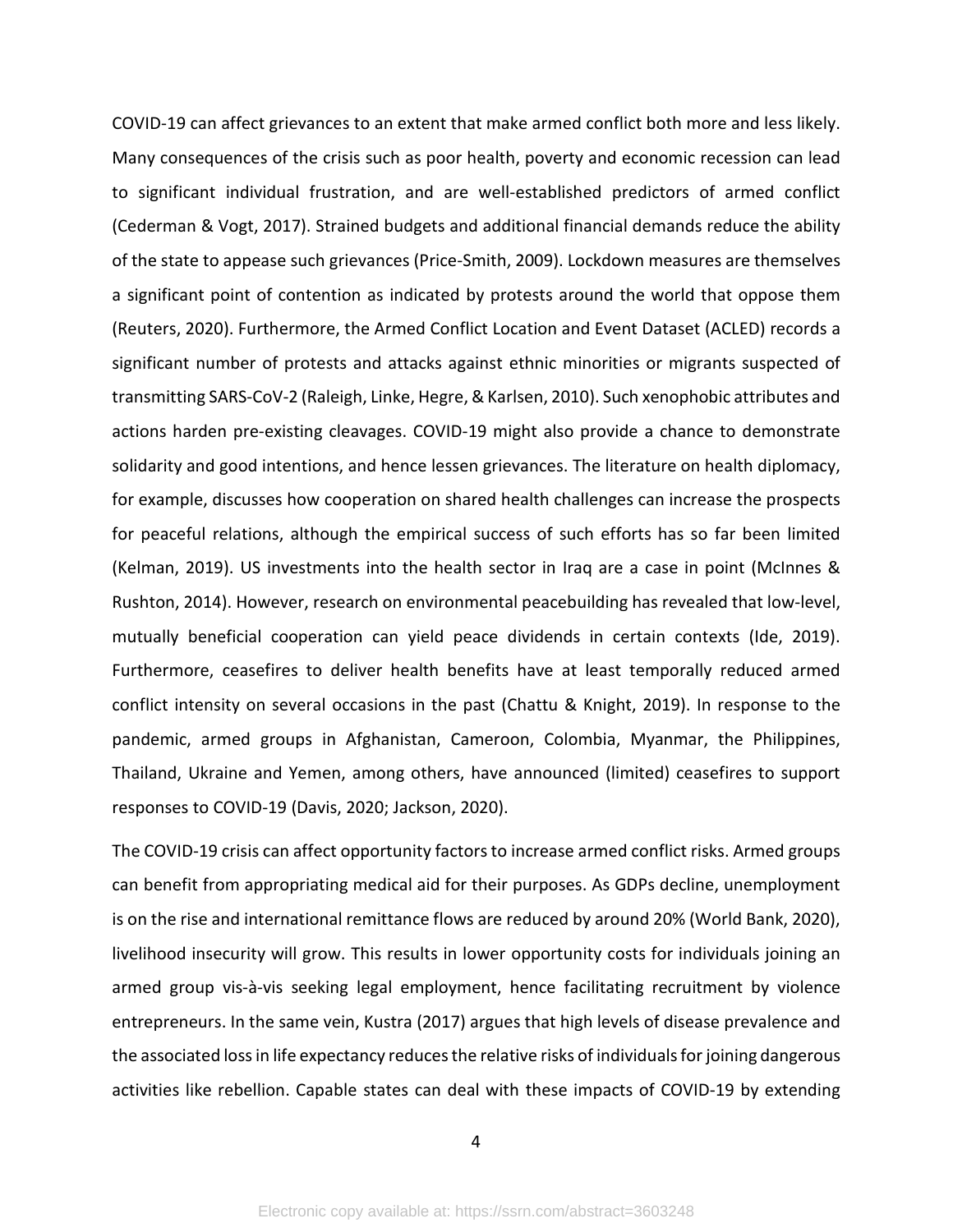COVID-19 can affect grievances to an extent that make armed conflict both more and less likely. Many consequences of the crisis such as poor health, poverty and economic recession can lead to significant individual frustration, and are well-established predictors of armed conflict (Cederman & Vogt, 2017). Strained budgets and additional financial demands reduce the ability of the state to appease such grievances (Price-Smith, 2009). Lockdown measures are themselves a significant point of contention as indicated by protests around the world that oppose them (Reuters, 2020). Furthermore, the Armed Conflict Location and Event Dataset (ACLED) records a significant number of protests and attacks against ethnic minorities or migrants suspected of transmitting SARS-CoV-2 (Raleigh, Linke, Hegre, & Karlsen, 2010). Such xenophobic attributes and actions harden pre-existing cleavages. COVID-19 might also provide a chance to demonstrate solidarity and good intentions, and hence lessen grievances. The literature on health diplomacy, for example, discusses how cooperation on shared health challenges can increase the prospects for peaceful relations, although the empirical success of such efforts has so far been limited (Kelman, 2019). US investments into the health sector in Iraq are a case in point (McInnes & Rushton, 2014). However, research on environmental peacebuilding has revealed that low-level, mutually beneficial cooperation can yield peace dividends in certain contexts (Ide, 2019). Furthermore, ceasefires to deliver health benefits have at least temporally reduced armed conflict intensity on several occasions in the past (Chattu & Knight, 2019). In response to the pandemic, armed groups in Afghanistan, Cameroon, Colombia, Myanmar, the Philippines, Thailand, Ukraine and Yemen, among others, have announced (limited) ceasefires to support responses to COVID-19 (Davis, 2020; Jackson, 2020).

The COVID-19 crisis can affect opportunity factors to increase armed conflict risks. Armed groups can benefit from appropriating medical aid for their purposes. As GDPs decline, unemployment is on the rise and international remittance flows are reduced by around 20% (World Bank, 2020), livelihood insecurity will grow. This results in lower opportunity costs for individuals joining an armed group vis-à-vis seeking legal employment, hence facilitating recruitment by violence entrepreneurs. In the same vein, Kustra (2017) argues that high levels of disease prevalence and the associated loss in life expectancy reduces the relative risks of individuals for joining dangerous activities like rebellion. Capable states can deal with these impacts of COVID-19 by extending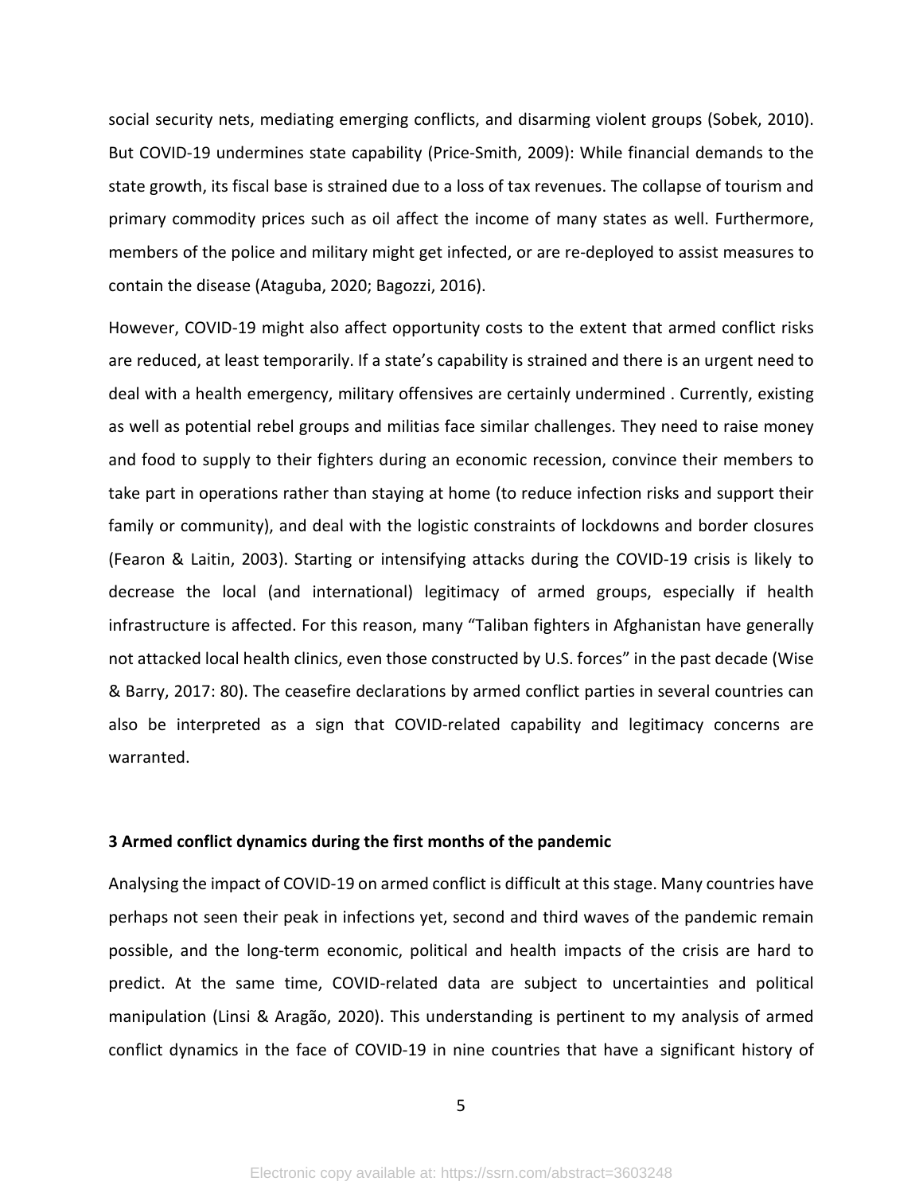social security nets, mediating emerging conflicts, and disarming violent groups (Sobek, 2010). But COVID-19 undermines state capability (Price-Smith, 2009): While financial demands to the state growth, its fiscal base is strained due to a loss of tax revenues. The collapse of tourism and primary commodity prices such as oil affect the income of many states as well. Furthermore, members of the police and military might get infected, or are re-deployed to assist measures to contain the disease (Ataguba, 2020; Bagozzi, 2016).

However, COVID-19 might also affect opportunity costs to the extent that armed conflict risks are reduced, at least temporarily. If a state's capability is strained and there is an urgent need to deal with a health emergency, military offensives are certainly undermined . Currently, existing as well as potential rebel groups and militias face similar challenges. They need to raise money and food to supply to their fighters during an economic recession, convince their members to take part in operations rather than staying at home (to reduce infection risks and support their family or community), and deal with the logistic constraints of lockdowns and border closures (Fearon & Laitin, 2003). Starting or intensifying attacks during the COVID-19 crisis is likely to decrease the local (and international) legitimacy of armed groups, especially if health infrastructure is affected. For this reason, many "Taliban fighters in Afghanistan have generally not attacked local health clinics, even those constructed by U.S. forces" in the past decade (Wise & Barry, 2017: 80). The ceasefire declarations by armed conflict parties in several countries can also be interpreted as a sign that COVID-related capability and legitimacy concerns are warranted.

## 3 Armed conflict dynamics during the first months of the pandemic

Analysing the impact of COVID-19 on armed conflict is difficult at this stage. Many countries have perhaps not seen their peak in infections yet, second and third waves of the pandemic remain possible, and the long-term economic, political and health impacts of the crisis are hard to predict. At the same time, COVID-related data are subject to uncertainties and political manipulation (Linsi & Aragão, 2020). This understanding is pertinent to my analysis of armed conflict dynamics in the face of COVID-19 in nine countries that have a significant history of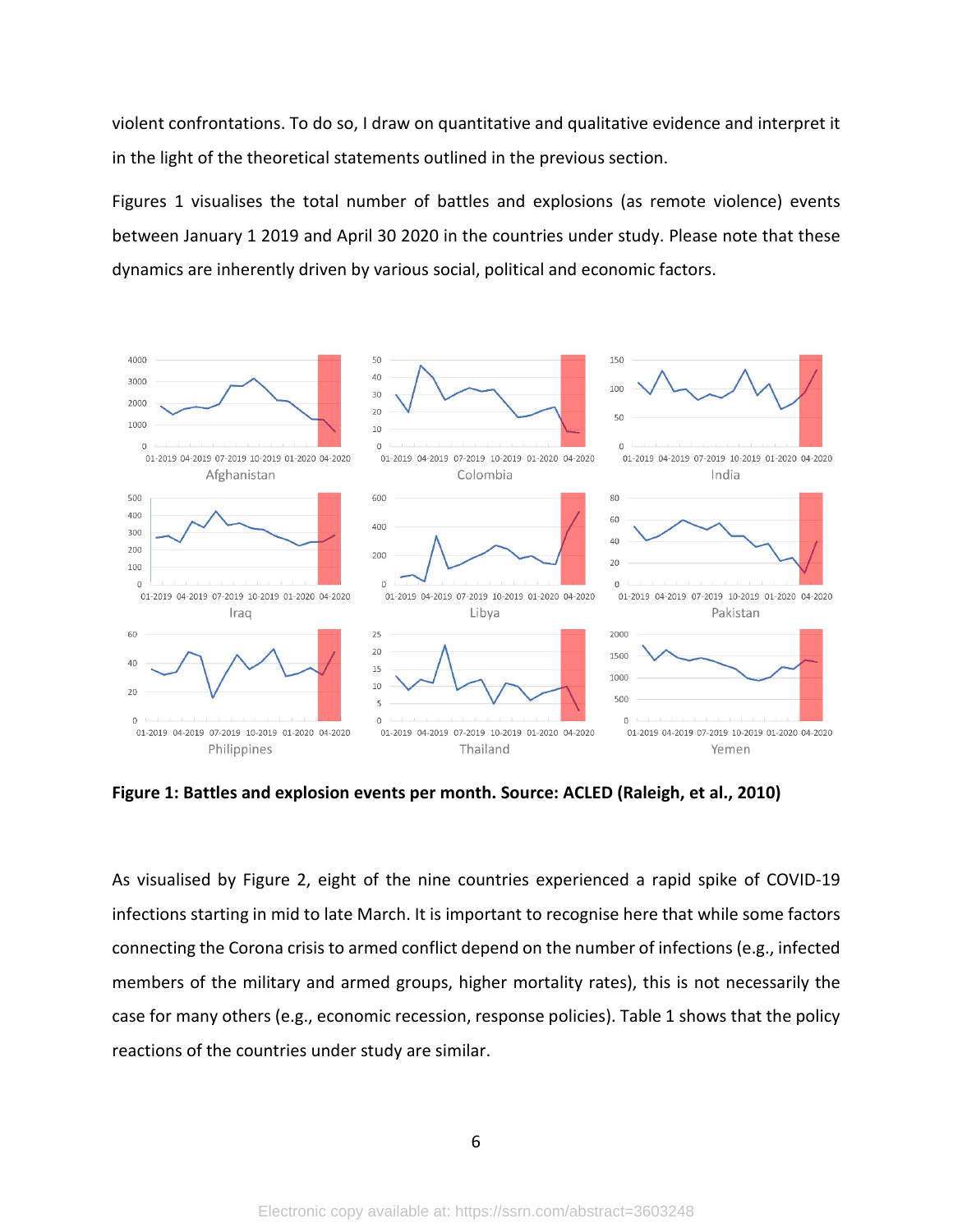violent confrontations. To do so, I draw on quantitative and qualitative evidence and interpret it in the light of the theoretical statements outlined in the previous section.

Figures 1 visualises the total number of battles and explosions (as remote violence) events between January 1 2019 and April 30 2020 in the countries under study. Please note that these dynamics are inherently driven by various social, political and economic factors.

**Figure 1: Battles and explosion events per month. Source: ACLED (Raleigh, et al., 2010)**

As visualised by Figure 2, eight of the nine countries experienced a rapid spike of COVID-19 infections starting in mid to late March. It is important to recognise here that while some factors connecting the Corona crisis to armed conflict depend on the number of infections (e.g., infected members of the military and armed groups, higher mortality rates), this is not necessarily the case for many others (e.g., economic recession, response policies). Table 1 shows that the policy reactions of the countries under study are similar.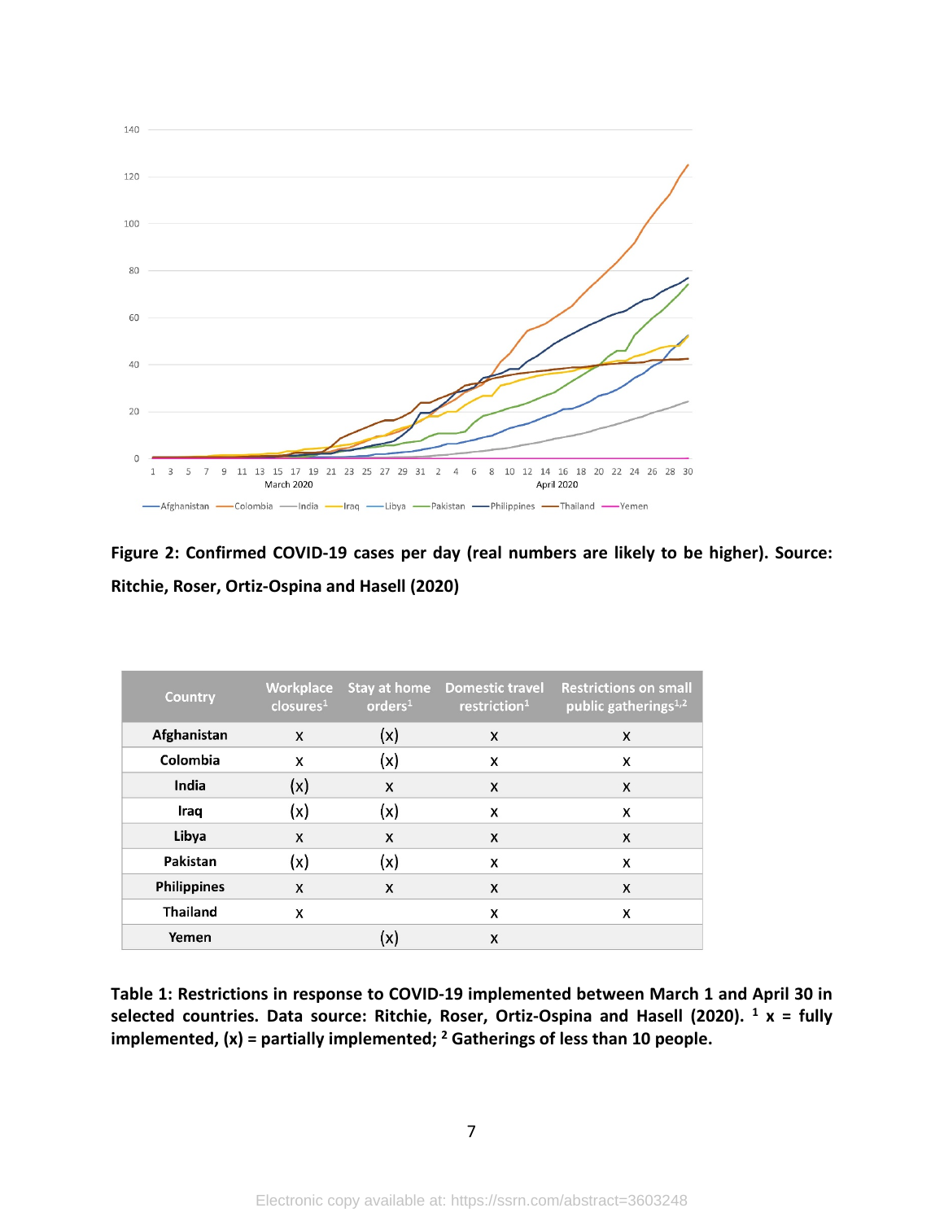**Figure 2: Confirmed COVID-19 cases per day (real numbers are likely to be higher). Source: Ritchie, Roser, Ortiz-Ospina and Hasell (2020)**

| Country | Workplace closures[1] | Stay at home orders[1] | Domestic travel restriction[1] | Restrictions on small public gatherings[1,2] |
|---|---|---|---|---|
| Afghanistan | x | (x) | x | x |
| Colombia | x | (x) | x | x |
| India | (x) | x | x | x |
| Iraq | (x) | (x) | x | x |
| Libya | x | x | x | x |
| Pakistan | (x) | (x) | x | x |
| Philippines | x | x | x | x |
| Thailand | x | | x | x |
| Yemen | | (x) | x | |

**Table 1: Restrictions in response to COVID-19 implemented between March 1 and April 30 in selected countries. Data source: Ritchie, Roser, Ortiz-Ospina and Hasell (2020). [1] x = fully implemented, (x) = partially implemented; [2] Gatherings of less than 10 people.**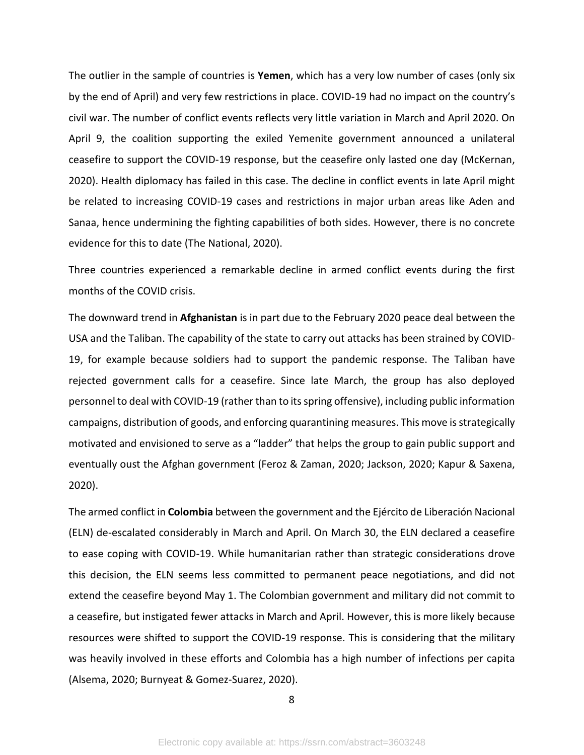The outlier in the sample of countries is **Yemen**, which has a very low number of cases (only six by the end of April) and very few restrictions in place. COVID-19 had no impact on the country's civil war. The number of conflict events reflects very little variation in March and April 2020. On April 9, the coalition supporting the exiled Yemenite government announced a unilateral ceasefire to support the COVID-19 response, but the ceasefire only lasted one day (McKernan, 2020). Health diplomacy has failed in this case. The decline in conflict events in late April might be related to increasing COVID-19 cases and restrictions in major urban areas like Aden and Sanaa, hence undermining the fighting capabilities of both sides. However, there is no concrete evidence for this to date (The National, 2020).

Three countries experienced a remarkable decline in armed conflict events during the first months of the COVID crisis.

The downward trend in **Afghanistan** is in part due to the February 2020 peace deal between the USA and the Taliban. The capability of the state to carry out attacks has been strained by COVID-19, for example because soldiers had to support the pandemic response. The Taliban have rejected government calls for a ceasefire. Since late March, the group has also deployed personnel to deal with COVID-19 (rather than to its spring offensive), including public information campaigns, distribution of goods, and enforcing quarantining measures. This move is strategically motivated and envisioned to serve as a "ladder" that helps the group to gain public support and eventually oust the Afghan government (Feroz & Zaman, 2020; Jackson, 2020; Kapur & Saxena, 2020).

The armed conflict in **Colombia** between the government and the Ejército de Liberación Nacional (ELN) de-escalated considerably in March and April. On March 30, the ELN declared a ceasefire to ease coping with COVID-19. While humanitarian rather than strategic considerations drove this decision, the ELN seems less committed to permanent peace negotiations, and did not extend the ceasefire beyond May 1. The Colombian government and military did not commit to a ceasefire, but instigated fewer attacks in March and April. However, this is more likely because resources were shifted to support the COVID-19 response. This is considering that the military was heavily involved in these efforts and Colombia has a high number of infections per capita (Alsema, 2020; Burnyeat & Gomez-Suarez, 2020).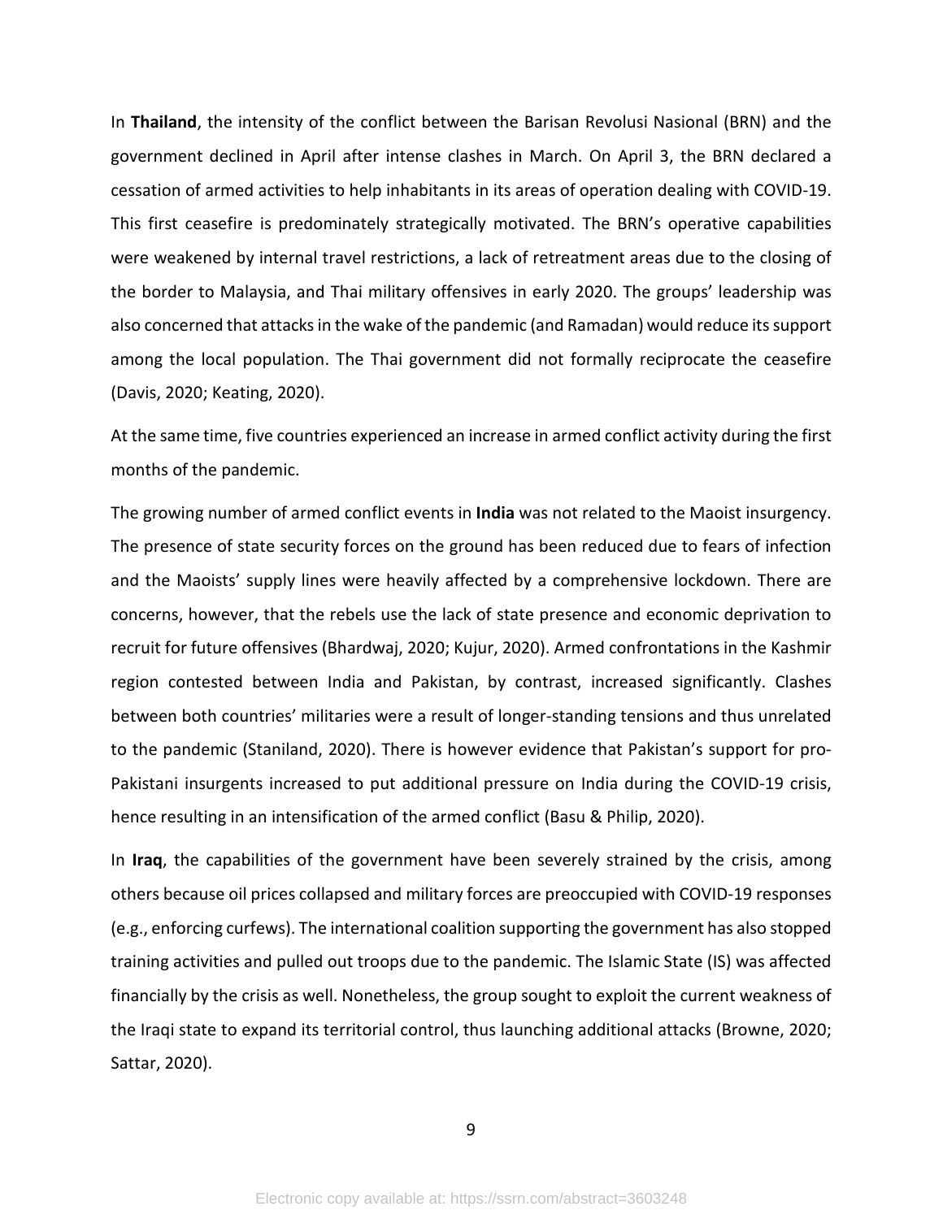In **Thailand**, the intensity of the conflict between the Barisan Revolusi Nasional (BRN) and the government declined in April after intense clashes in March. On April 3, the BRN declared a cessation of armed activities to help inhabitants in its areas of operation dealing with COVID-19. This first ceasefire is predominately strategically motivated. The BRN's operative capabilities were weakened by internal travel restrictions, a lack of retreatment areas due to the closing of the border to Malaysia, and Thai military offensives in early 2020. The groups' leadership was also concerned that attacks in the wake of the pandemic (and Ramadan) would reduce its support among the local population. The Thai government did not formally reciprocate the ceasefire (Davis, 2020; Keating, 2020).

At the same time, five countries experienced an increase in armed conflict activity during the first months of the pandemic.

The growing number of armed conflict events in **India** was not related to the Maoist insurgency. The presence of state security forces on the ground has been reduced due to fears of infection and the Maoists' supply lines were heavily affected by a comprehensive lockdown. There are concerns, however, that the rebels use the lack of state presence and economic deprivation to recruit for future offensives (Bhardwaj, 2020; Kujur, 2020). Armed confrontations in the Kashmir region contested between India and Pakistan, by contrast, increased significantly. Clashes between both countries' militaries were a result of longer-standing tensions and thus unrelated to the pandemic (Staniland, 2020). There is however evidence that Pakistan's support for pro-Pakistani insurgents increased to put additional pressure on India during the COVID-19 crisis, hence resulting in an intensification of the armed conflict (Basu & Philip, 2020).

In **Iraq**, the capabilities of the government have been severely strained by the crisis, among others because oil prices collapsed and military forces are preoccupied with COVID-19 responses (e.g., enforcing curfews). The international coalition supporting the government has also stopped training activities and pulled out troops due to the pandemic. The Islamic State (IS) was affected financially by the crisis as well. Nonetheless, the group sought to exploit the current weakness of the Iraqi state to expand its territorial control, thus launching additional attacks (Browne, 2020; Sattar, 2020).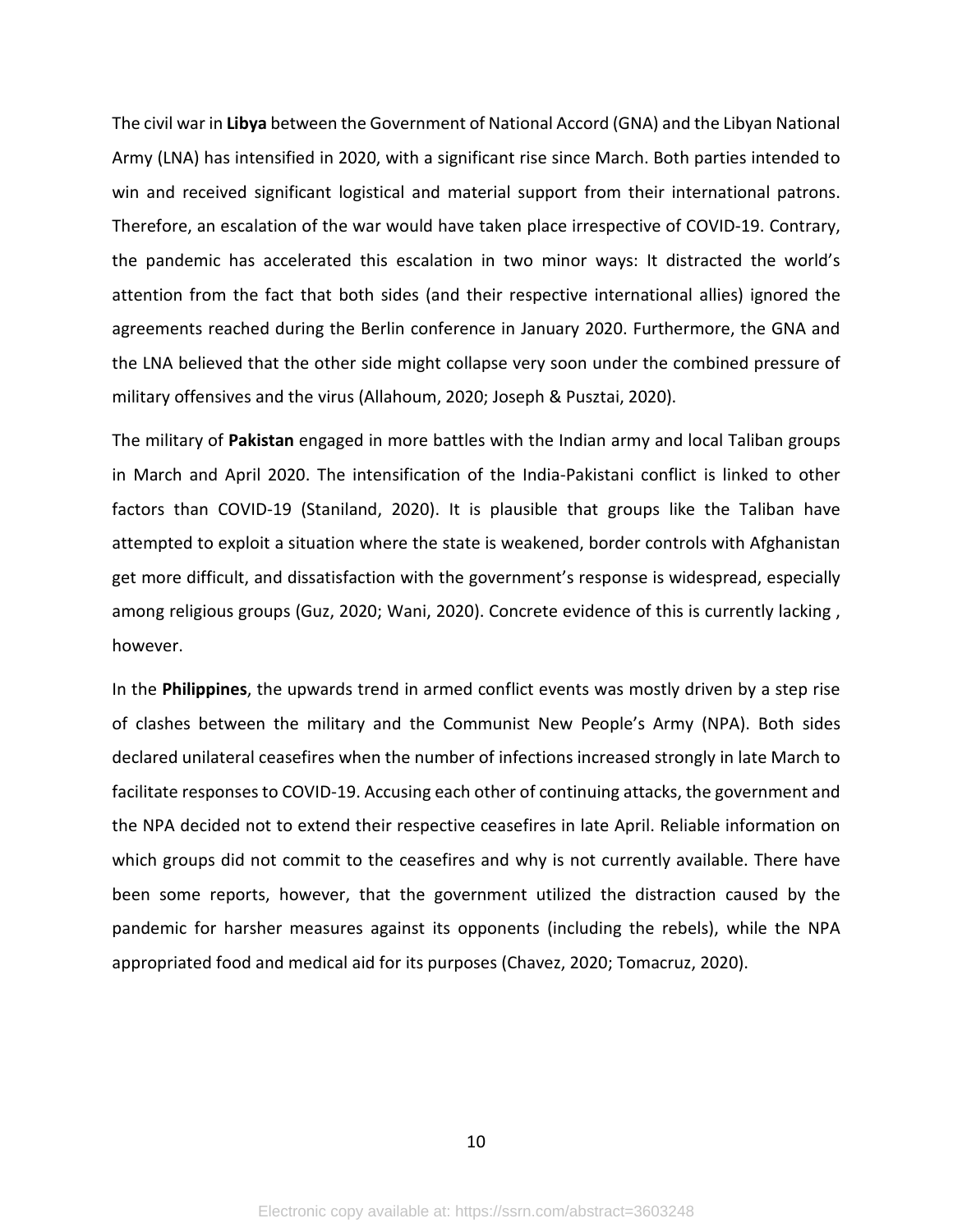The civil war in **Libya** between the Government of National Accord (GNA) and the Libyan National Army (LNA) has intensified in 2020, with a significant rise since March. Both parties intended to win and received significant logistical and material support from their international patrons. Therefore, an escalation of the war would have taken place irrespective of COVID-19. Contrary, the pandemic has accelerated this escalation in two minor ways: It distracted the world's attention from the fact that both sides (and their respective international allies) ignored the agreements reached during the Berlin conference in January 2020. Furthermore, the GNA and the LNA believed that the other side might collapse very soon under the combined pressure of military offensives and the virus (Allahoum, 2020; Joseph & Pusztai, 2020).

The military of **Pakistan** engaged in more battles with the Indian army and local Taliban groups in March and April 2020. The intensification of the India-Pakistani conflict is linked to other factors than COVID-19 (Staniland, 2020). It is plausible that groups like the Taliban have attempted to exploit a situation where the state is weakened, border controls with Afghanistan get more difficult, and dissatisfaction with the government's response is widespread, especially among religious groups (Guz, 2020; Wani, 2020). Concrete evidence of this is currently lacking , however.

In the **Philippines**, the upwards trend in armed conflict events was mostly driven by a step rise of clashes between the military and the Communist New People's Army (NPA). Both sides declared unilateral ceasefires when the number of infections increased strongly in late March to facilitate responses to COVID-19. Accusing each other of continuing attacks, the government and the NPA decided not to extend their respective ceasefires in late April. Reliable information on which groups did not commit to the ceasefires and why is not currently available. There have been some reports, however, that the government utilized the distraction caused by the pandemic for harsher measures against its opponents (including the rebels), while the NPA appropriated food and medical aid for its purposes (Chavez, 2020; Tomacruz, 2020).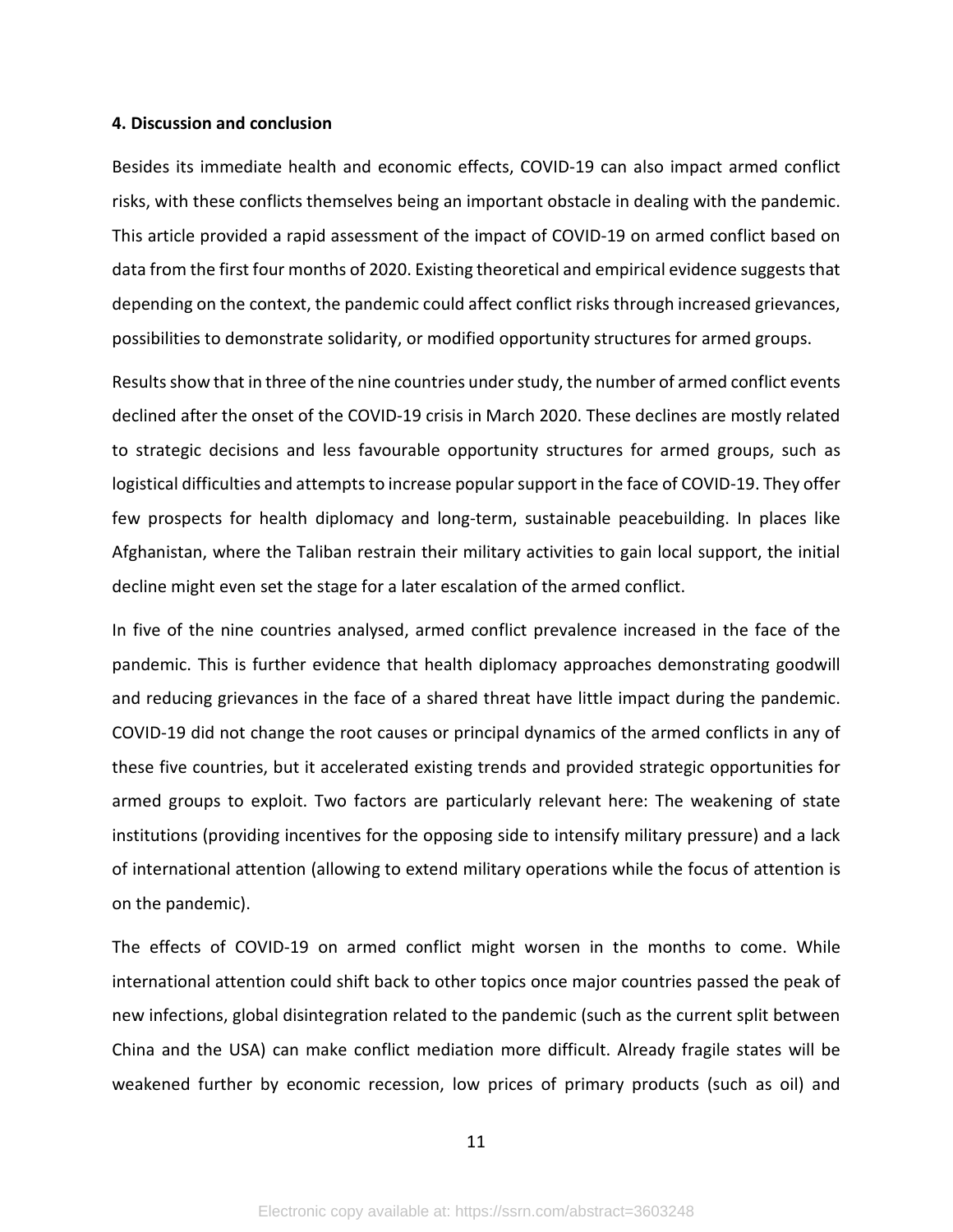### 4. Discussion and conclusion

Besides its immediate health and economic effects, COVID-19 can also impact armed conflict risks, with these conflicts themselves being an important obstacle in dealing with the pandemic. This article provided a rapid assessment of the impact of COVID-19 on armed conflict based on data from the first four months of 2020. Existing theoretical and empirical evidence suggests that depending on the context, the pandemic could affect conflict risks through increased grievances, possibilities to demonstrate solidarity, or modified opportunity structures for armed groups.

Results show that in three of the nine countries under study, the number of armed conflict events declined after the onset of the COVID-19 crisis in March 2020. These declines are mostly related to strategic decisions and less favourable opportunity structures for armed groups, such as logistical difficulties and attempts to increase popular support in the face of COVID-19. They offer few prospects for health diplomacy and long-term, sustainable peacebuilding. In places like Afghanistan, where the Taliban restrain their military activities to gain local support, the initial decline might even set the stage for a later escalation of the armed conflict.

In five of the nine countries analysed, armed conflict prevalence increased in the face of the pandemic. This is further evidence that health diplomacy approaches demonstrating goodwill and reducing grievances in the face of a shared threat have little impact during the pandemic. COVID-19 did not change the root causes or principal dynamics of the armed conflicts in any of these five countries, but it accelerated existing trends and provided strategic opportunities for armed groups to exploit. Two factors are particularly relevant here: The weakening of state institutions (providing incentives for the opposing side to intensify military pressure) and a lack of international attention (allowing to extend military operations while the focus of attention is on the pandemic).

The effects of COVID-19 on armed conflict might worsen in the months to come. While international attention could shift back to other topics once major countries passed the peak of new infections, global disintegration related to the pandemic (such as the current split between China and the USA) can make conflict mediation more difficult. Already fragile states will be weakened further by economic recession, low prices of primary products (such as oil) and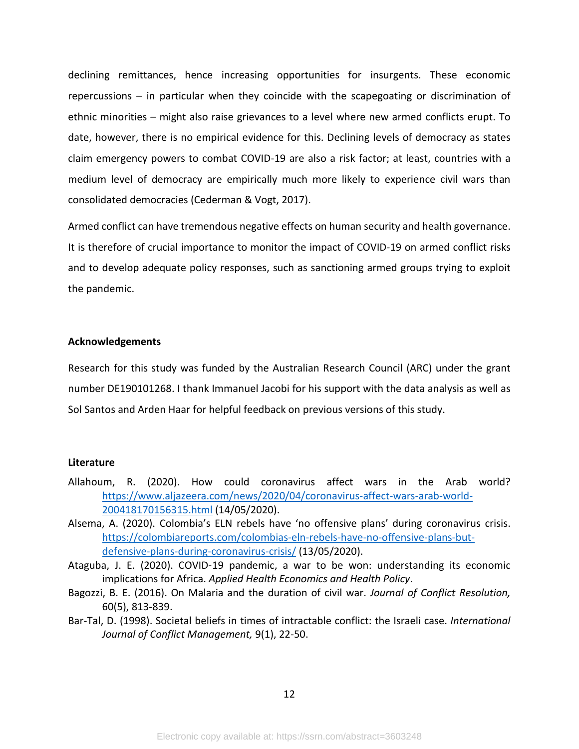declining remittances, hence increasing opportunities for insurgents. These economic repercussions – in particular when they coincide with the scapegoating or discrimination of ethnic minorities – might also raise grievances to a level where new armed conflicts erupt. To date, however, there is no empirical evidence for this. Declining levels of democracy as states claim emergency powers to combat COVID-19 are also a risk factor; at least, countries with a medium level of democracy are empirically much more likely to experience civil wars than consolidated democracies (Cederman & Vogt, 2017).

Armed conflict can have tremendous negative effects on human security and health governance. It is therefore of crucial importance to monitor the impact of COVID-19 on armed conflict risks and to develop adequate policy responses, such as sanctioning armed groups trying to exploit the pandemic.

### Acknowledgements

Research for this study was funded by the Australian Research Council (ARC) under the grant number DE190101268. I thank Immanuel Jacobi for his support with the data analysis as well as Sol Santos and Arden Haar for helpful feedback on previous versions of this study.

### Literature

Allahoum, R. (2020). How could coronavirus affect wars in the Arab world? https://www.aljazeera.com/news/2020/04/coronavirus-affect-wars-arab-world-200418170156315.html (14/05/2020).

Alsema, A. (2020). Colombia's ELN rebels have 'no offensive plans' during coronavirus crisis. https://colombiareports.com/colombias-eln-rebels-have-no-offensive-plans-but-defensive-plans-during-coronavirus-crisis/ (13/05/2020).

Ataguba, J. E. (2020). COVID-19 pandemic, a war to be won: understanding its economic implications for Africa. *Applied Health Economics and Health Policy*.

Bagozzi, B. E. (2016). On Malaria and the duration of civil war. *Journal of Conflict Resolution,* 60(5), 813-839.

Bar-Tal, D. (1998). Societal beliefs in times of intractable conflict: the Israeli case. *International Journal of Conflict Management,* 9(1), 22-50.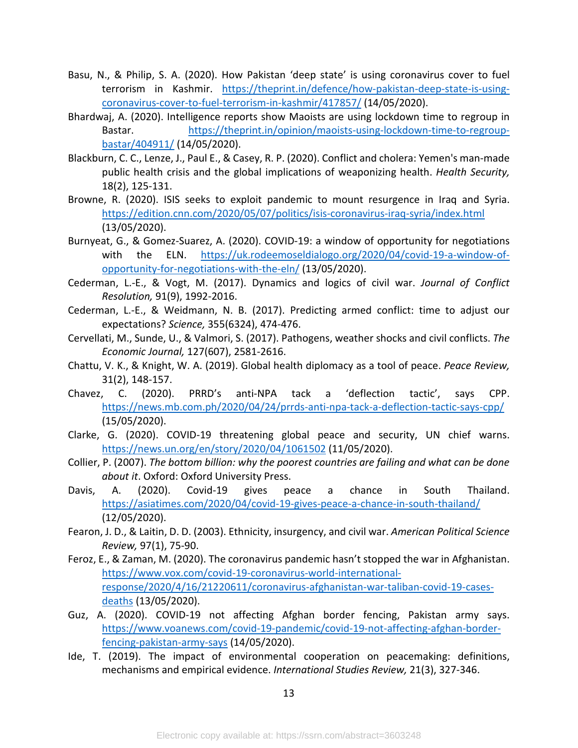Basu, N., & Philip, S. A. (2020). How Pakistan 'deep state' is using coronavirus cover to fuel terrorism in Kashmir. https://theprint.in/defence/how-pakistan-deep-state-is-using-coronavirus-cover-to-fuel-terrorism-in-kashmir/417857/ (14/05/2020).

Bhardwaj, A. (2020). Intelligence reports show Maoists are using lockdown time to regroup in Bastar. https://theprint.in/opinion/maoists-using-lockdown-time-to-regroup-bastar/404911/ (14/05/2020).

Blackburn, C. C., Lenze, J., Paul E., & Casey, R. P. (2020). Conflict and cholera: Yemen's man-made public health crisis and the global implications of weaponizing health. *Health Security,* 18(2), 125-131.

Browne, R. (2020). ISIS seeks to exploit pandemic to mount resurgence in Iraq and Syria. https://edition.cnn.com/2020/05/07/politics/isis-coronavirus-iraq-syria/index.html (13/05/2020).

Burnyeat, G., & Gomez-Suarez, A. (2020). COVID-19: a window of opportunity for negotiations with the ELN. https://uk.rodeemoseldialogo.org/2020/04/covid-19-a-window-of-opportunity-for-negotiations-with-the-eln/ (13/05/2020).

Cederman, L.-E., & Vogt, M. (2017). Dynamics and logics of civil war. *Journal of Conflict Resolution,* 91(9), 1992-2016.

Cederman, L.-E., & Weidmann, N. B. (2017). Predicting armed conflict: time to adjust our expectations? *Science,* 355(6324), 474-476.

Cervellati, M., Sunde, U., & Valmori, S. (2017). Pathogens, weather shocks and civil conflicts. *The Economic Journal,* 127(607), 2581-2616.

Chattu, V. K., & Knight, W. A. (2019). Global health diplomacy as a tool of peace. *Peace Review,* 31(2), 148-157.

Chavez, C. (2020). PRRD's anti-NPA tack a 'deflection tactic', says CPP. https://news.mb.com.ph/2020/04/24/prrds-anti-npa-tack-a-deflection-tactic-says-cpp/ (15/05/2020).

Clarke, G. (2020). COVID-19 threatening global peace and security, UN chief warns. https://news.un.org/en/story/2020/04/1061502 (11/05/2020).

Collier, P. (2007). *The bottom billion: why the poorest countries are failing and what can be done about it*. Oxford: Oxford University Press.

Davis, A. (2020). Covid-19 gives peace a chance in South Thailand. https://asiatimes.com/2020/04/covid-19-gives-peace-a-chance-in-south-thailand/ (12/05/2020).

Fearon, J. D., & Laitin, D. D. (2003). Ethnicity, insurgency, and civil war. *American Political Science Review,* 97(1), 75-90.

Feroz, E., & Zaman, M. (2020). The coronavirus pandemic hasn't stopped the war in Afghanistan. https://www.vox.com/covid-19-coronavirus-world-international-response/2020/4/16/21220611/coronavirus-afghanistan-war-taliban-covid-19-cases-deaths (13/05/2020).

Guz, A. (2020). COVID-19 not affecting Afghan border fencing, Pakistan army says. https://www.voanews.com/covid-19-pandemic/covid-19-not-affecting-afghan-border-fencing-pakistan-army-says (14/05/2020).

Ide, T. (2019). The impact of environmental cooperation on peacemaking: definitions, mechanisms and empirical evidence. *International Studies Review,* 21(3), 327-346.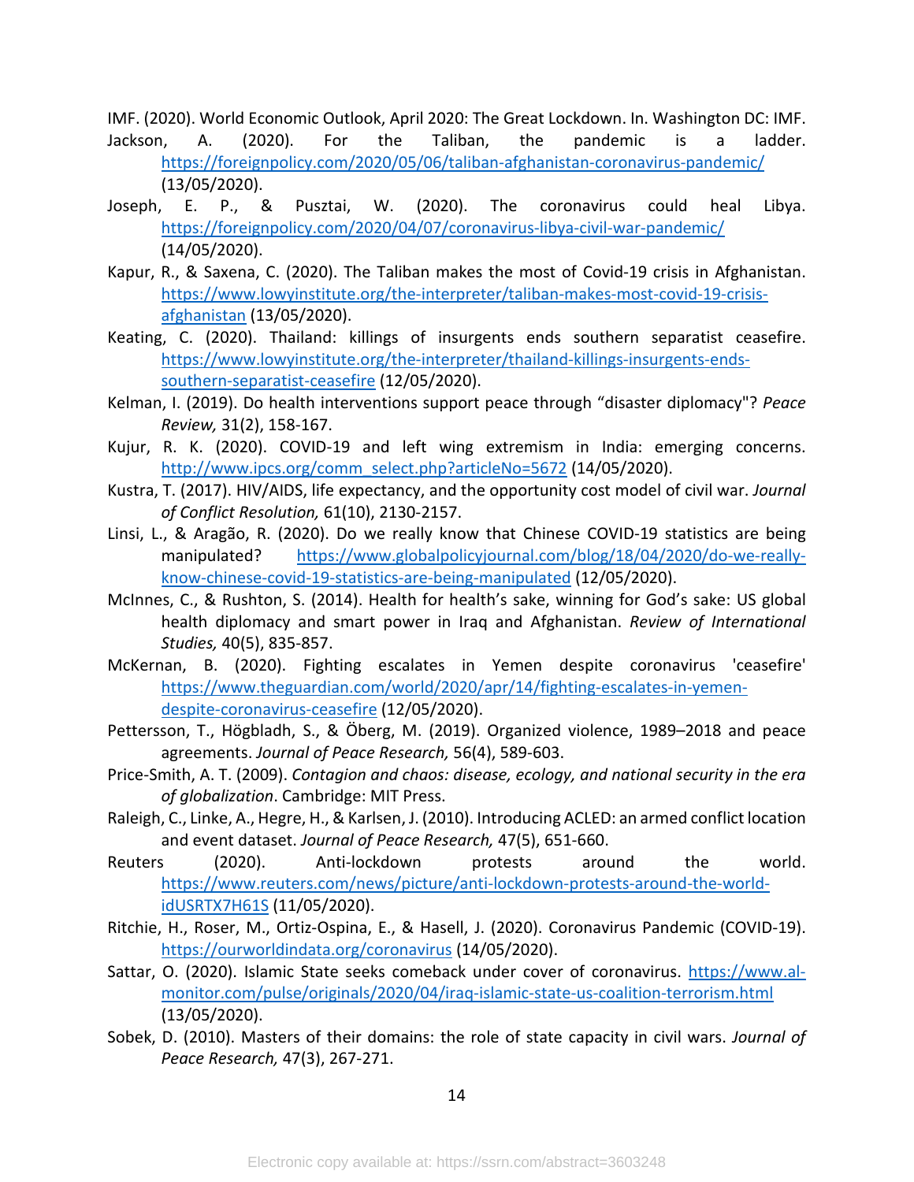IMF. (2020). World Economic Outlook, April 2020: The Great Lockdown. In. Washington DC: IMF.

Jackson, A. (2020). For the Taliban, the pandemic is a ladder. https://foreignpolicy.com/2020/05/06/taliban-afghanistan-coronavirus-pandemic/ (13/05/2020).

Joseph, E. P., & Pusztai, W. (2020). The coronavirus could heal Libya. https://foreignpolicy.com/2020/04/07/coronavirus-libya-civil-war-pandemic/ (14/05/2020).

Kapur, R., & Saxena, C. (2020). The Taliban makes the most of Covid-19 crisis in Afghanistan. https://www.lowyinstitute.org/the-interpreter/taliban-makes-most-covid-19-crisis-afghanistan (13/05/2020).

Keating, C. (2020). Thailand: killings of insurgents ends southern separatist ceasefire. https://www.lowyinstitute.org/the-interpreter/thailand-killings-insurgents-ends-southern-separatist-ceasefire (12/05/2020).

Kelman, I. (2019). Do health interventions support peace through "disaster diplomacy"? *Peace Review,* 31(2), 158-167.

Kujur, R. K. (2020). COVID-19 and left wing extremism in India: emerging concerns. http://www.ipcs.org/comm_select.php?articleNo=5672 (14/05/2020).

Kustra, T. (2017). HIV/AIDS, life expectancy, and the opportunity cost model of civil war. *Journal of Conflict Resolution,* 61(10), 2130-2157.

Linsi, L., & Aragão, R. (2020). Do we really know that Chinese COVID-19 statistics are being manipulated? https://www.globalpolicyjournal.com/blog/18/04/2020/do-we-really-know-chinese-covid-19-statistics-are-being-manipulated (12/05/2020).

McInnes, C., & Rushton, S. (2014). Health for health's sake, winning for God's sake: US global health diplomacy and smart power in Iraq and Afghanistan. *Review of International Studies,* 40(5), 835-857.

McKernan, B. (2020). Fighting escalates in Yemen despite coronavirus 'ceasefire' https://www.theguardian.com/world/2020/apr/14/fighting-escalates-in-yemen-despite-coronavirus-ceasefire (12/05/2020).

Pettersson, T., Högbladh, S., & Öberg, M. (2019). Organized violence, 1989–2018 and peace agreements. *Journal of Peace Research,* 56(4), 589-603.

Price-Smith, A. T. (2009). *Contagion and chaos: disease, ecology, and national security in the era of globalization*. Cambridge: MIT Press.

Raleigh, C., Linke, A., Hegre, H., & Karlsen, J. (2010). Introducing ACLED: an armed conflict location and event dataset. *Journal of Peace Research,* 47(5), 651-660.

Reuters (2020). Anti-lockdown protests around the world. https://www.reuters.com/news/picture/anti-lockdown-protests-around-the-world-idUSRTX7H61S (11/05/2020).

Ritchie, H., Roser, M., Ortiz-Ospina, E., & Hasell, J. (2020). Coronavirus Pandemic (COVID-19). https://ourworldindata.org/coronavirus (14/05/2020).

Sattar, O. (2020). Islamic State seeks comeback under cover of coronavirus. https://www.al-monitor.com/pulse/originals/2020/04/iraq-islamic-state-us-coalition-terrorism.html (13/05/2020).

Sobek, D. (2010). Masters of their domains: the role of state capacity in civil wars. *Journal of Peace Research,* 47(3), 267-271.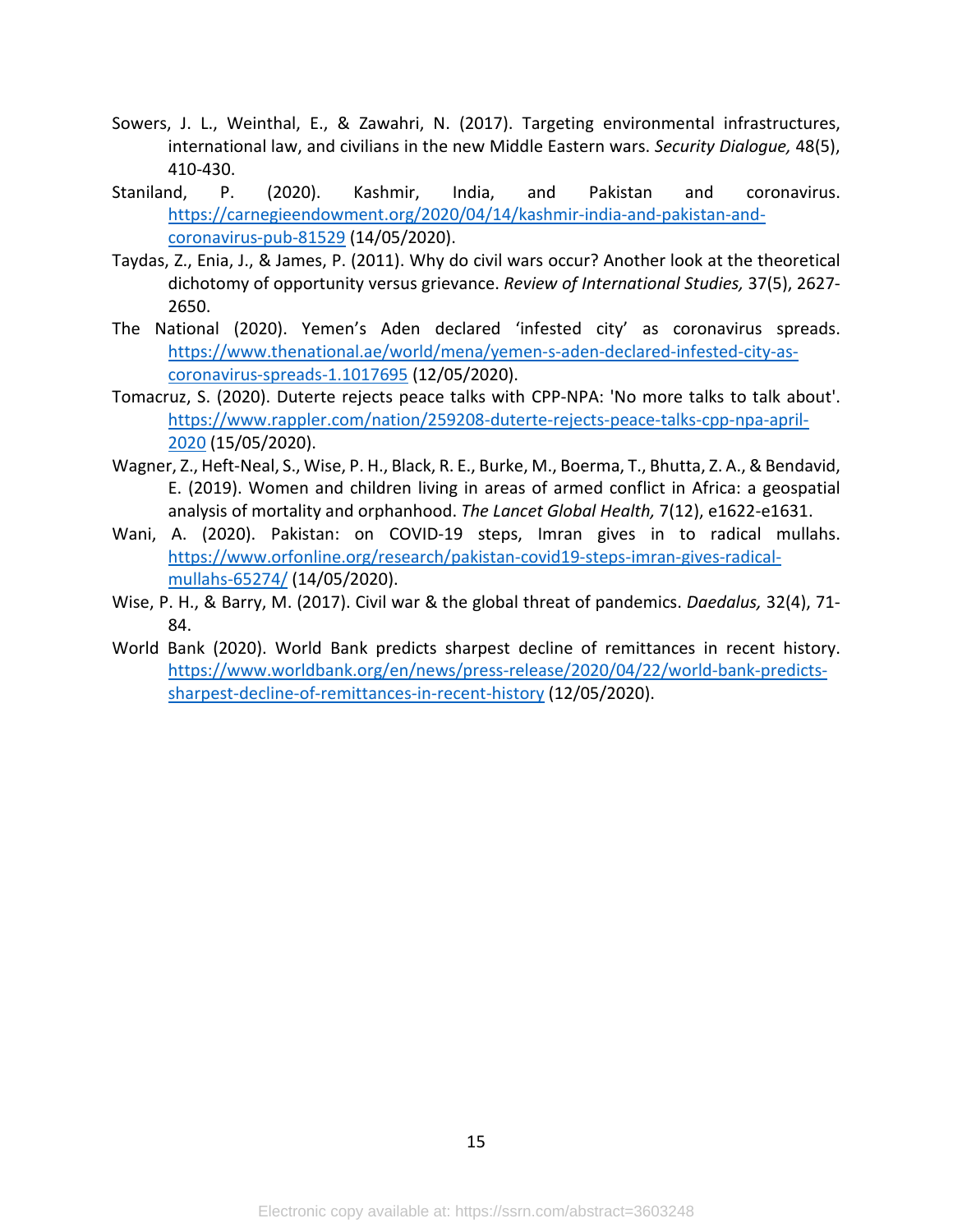Sowers, J. L., Weinthal, E., & Zawahri, N. (2017). Targeting environmental infrastructures, international law, and civilians in the new Middle Eastern wars. *Security Dialogue,* 48(5), 410-430.

Staniland, P. (2020). Kashmir, India, and Pakistan and coronavirus. [https://carnegieendowment.org/2020/04/14/kashmir-india-and-pakistan-and-coronavirus-pub-81529](https://carnegieendowment.org/2020/04/14/kashmir-india-and-pakistan-and-coronavirus-pub-81529) (14/05/2020).

Taydas, Z., Enia, J., & James, P. (2011). Why do civil wars occur? Another look at the theoretical dichotomy of opportunity versus grievance. *Review of International Studies,* 37(5), 2627-2650.

The National (2020). Yemen's Aden declared 'infested city' as coronavirus spreads. [https://www.thenational.ae/world/mena/yemen-s-aden-declared-infested-city-as-coronavirus-spreads-1.1017695](https://www.thenational.ae/world/mena/yemen-s-aden-declared-infested-city-as-coronavirus-spreads-1.1017695) (12/05/2020).

Tomacruz, S. (2020). Duterte rejects peace talks with CPP-NPA: 'No more talks to talk about'. [https://www.rappler.com/nation/259208-duterte-rejects-peace-talks-cpp-npa-april-2020](https://www.rappler.com/nation/259208-duterte-rejects-peace-talks-cpp-npa-april-2020) (15/05/2020).

Wagner, Z., Heft-Neal, S., Wise, P. H., Black, R. E., Burke, M., Boerma, T., Bhutta, Z. A., & Bendavid, E. (2019). Women and children living in areas of armed conflict in Africa: a geospatial analysis of mortality and orphanhood. *The Lancet Global Health,* 7(12), e1622-e1631.

Wani, A. (2020). Pakistan: on COVID-19 steps, Imran gives in to radical mullahs. [https://www.orfonline.org/research/pakistan-covid19-steps-imran-gives-radical-mullahs-65274/](https://www.orfonline.org/research/pakistan-covid19-steps-imran-gives-radical-mullahs-65274/) (14/05/2020).

Wise, P. H., & Barry, M. (2017). Civil war & the global threat of pandemics. *Daedalus,* 32(4), 71-84.

World Bank (2020). World Bank predicts sharpest decline of remittances in recent history. [https://www.worldbank.org/en/news/press-release/2020/04/22/world-bank-predicts-sharpest-decline-of-remittances-in-recent-history](https://www.worldbank.org/en/news/press-release/2020/04/22/world-bank-predicts-sharpest-decline-of-remittances-in-recent-history) (12/05/2020).